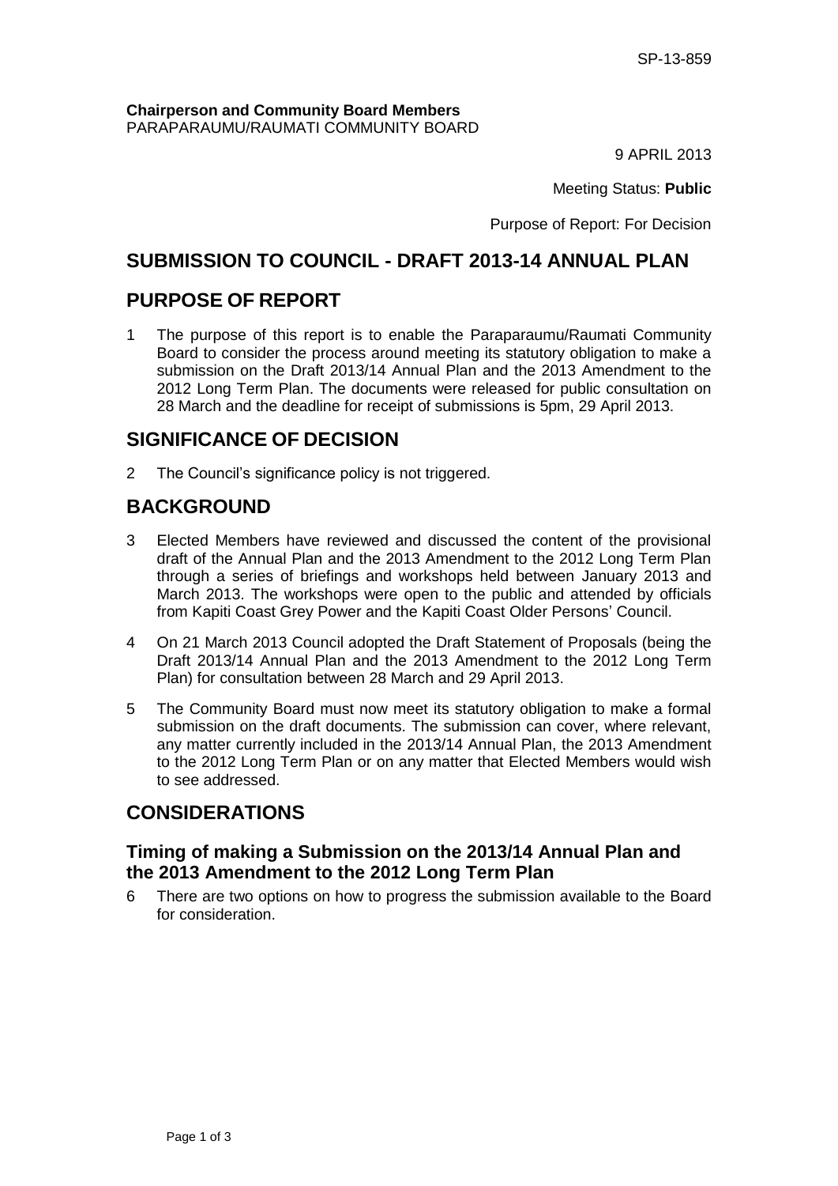SP-13-859

**Chairperson and Community Board Members**
PARAPARAUMU/RAUMATI COMMUNITY BOARD

9 APRIL 2013

Meeting Status: **Public**

Purpose of Report: For Decision

# SUBMISSION TO COUNCIL - DRAFT 2013-14 ANNUAL PLAN

## PURPOSE OF REPORT

1 The purpose of this report is to enable the Paraparaumu/Raumati Community Board to consider the process around meeting its statutory obligation to make a submission on the Draft 2013/14 Annual Plan and the 2013 Amendment to the 2012 Long Term Plan. The documents were released for public consultation on 28 March and the deadline for receipt of submissions is 5pm, 29 April 2013.

## SIGNIFICANCE OF DECISION

2 The Council's significance policy is not triggered.

## BACKGROUND

3 Elected Members have reviewed and discussed the content of the provisional draft of the Annual Plan and the 2013 Amendment to the 2012 Long Term Plan through a series of briefings and workshops held between January 2013 and March 2013. The workshops were open to the public and attended by officials from Kapiti Coast Grey Power and the Kapiti Coast Older Persons' Council.

4 On 21 March 2013 Council adopted the Draft Statement of Proposals (being the Draft 2013/14 Annual Plan and the 2013 Amendment to the 2012 Long Term Plan) for consultation between 28 March and 29 April 2013.

5 The Community Board must now meet its statutory obligation to make a formal submission on the draft documents. The submission can cover, where relevant, any matter currently included in the 2013/14 Annual Plan, the 2013 Amendment to the 2012 Long Term Plan or on any matter that Elected Members would wish to see addressed.

## CONSIDERATIONS

### Timing of making a Submission on the 2013/14 Annual Plan and the 2013 Amendment to the 2012 Long Term Plan

6 There are two options on how to progress the submission available to the Board for consideration.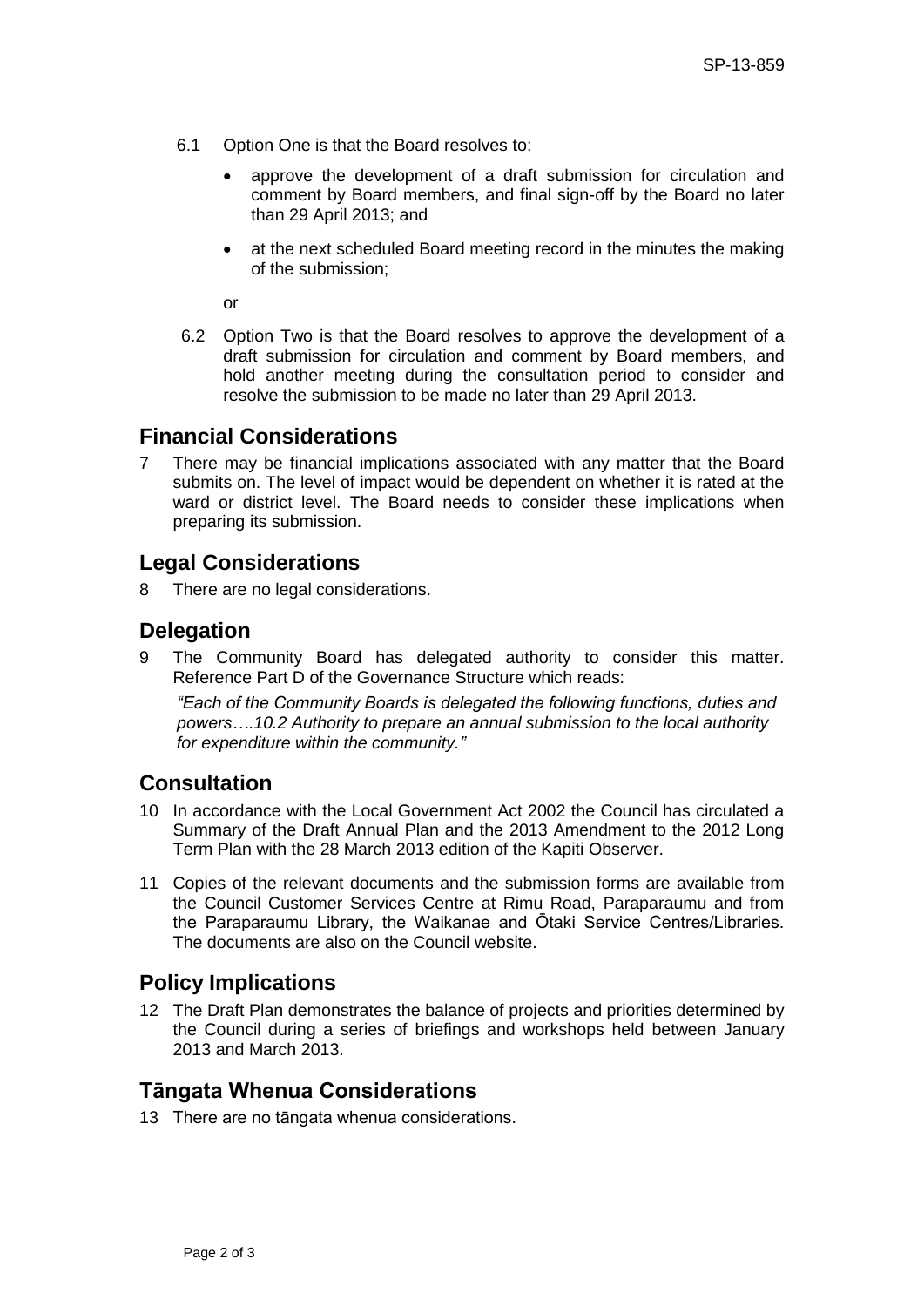6.1 Option One is that the Board resolves to:

- approve the development of a draft submission for circulation and comment by Board members, and final sign-off by the Board no later than 29 April 2013; and
- at the next scheduled Board meeting record in the minutes the making of the submission;

or

6.2 Option Two is that the Board resolves to approve the development of a draft submission for circulation and comment by Board members, and hold another meeting during the consultation period to consider and resolve the submission to be made no later than 29 April 2013.

## Financial Considerations

7 There may be financial implications associated with any matter that the Board submits on. The level of impact would be dependent on whether it is rated at the ward or district level. The Board needs to consider these implications when preparing its submission.

## Legal Considerations

8 There are no legal considerations.

## Delegation

9 The Community Board has delegated authority to consider this matter. Reference Part D of the Governance Structure which reads:

*"Each of the Community Boards is delegated the following functions, duties and powers….10.2 Authority to prepare an annual submission to the local authority for expenditure within the community."*

## Consultation

10 In accordance with the Local Government Act 2002 the Council has circulated a Summary of the Draft Annual Plan and the 2013 Amendment to the 2012 Long Term Plan with the 28 March 2013 edition of the Kapiti Observer.

11 Copies of the relevant documents and the submission forms are available from the Council Customer Services Centre at Rimu Road, Paraparaumu and from the Paraparaumu Library, the Waikanae and Ōtaki Service Centres/Libraries. The documents are also on the Council website.

## Policy Implications

12 The Draft Plan demonstrates the balance of projects and priorities determined by the Council during a series of briefings and workshops held between January 2013 and March 2013.

## Tāngata Whenua Considerations

13 There are no tāngata whenua considerations.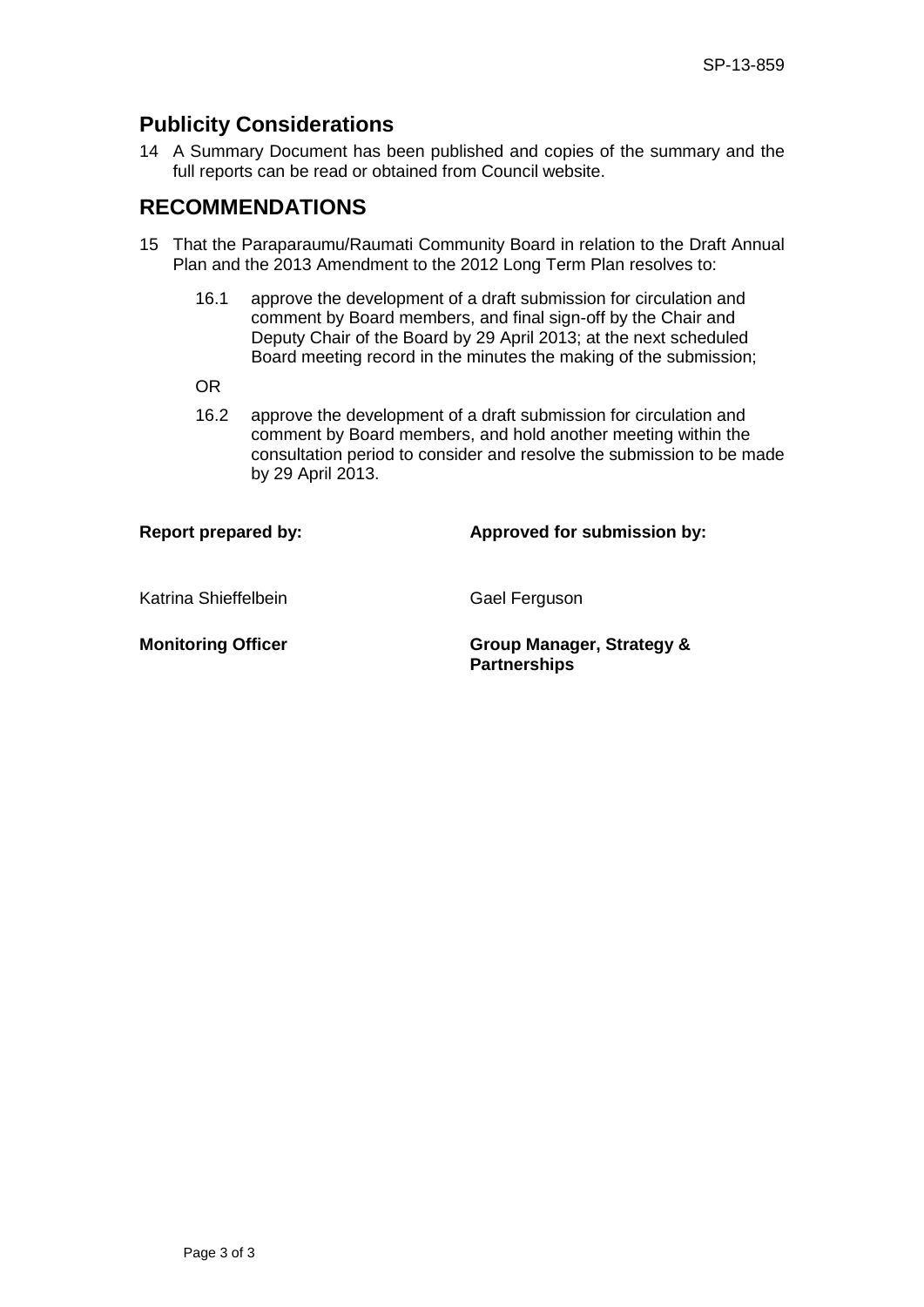## Publicity Considerations

14 A Summary Document has been published and copies of the summary and the full reports can be read or obtained from Council website.

## RECOMMENDATIONS

15 That the Paraparaumu/Raumati Community Board in relation to the Draft Annual Plan and the 2013 Amendment to the 2012 Long Term Plan resolves to:

16.1 approve the development of a draft submission for circulation and comment by Board members, and final sign-off by the Chair and Deputy Chair of the Board by 29 April 2013; at the next scheduled Board meeting record in the minutes the making of the submission;

OR

16.2 approve the development of a draft submission for circulation and comment by Board members, and hold another meeting within the consultation period to consider and resolve the submission to be made by 29 April 2013.

| | |
|---|---|
| **Report prepared by:** | **Approved for submission by:** |
| Katrina Shieffelbein | Gael Ferguson |
| **Monitoring Officer** | **Group Manager, Strategy & Partnerships** |